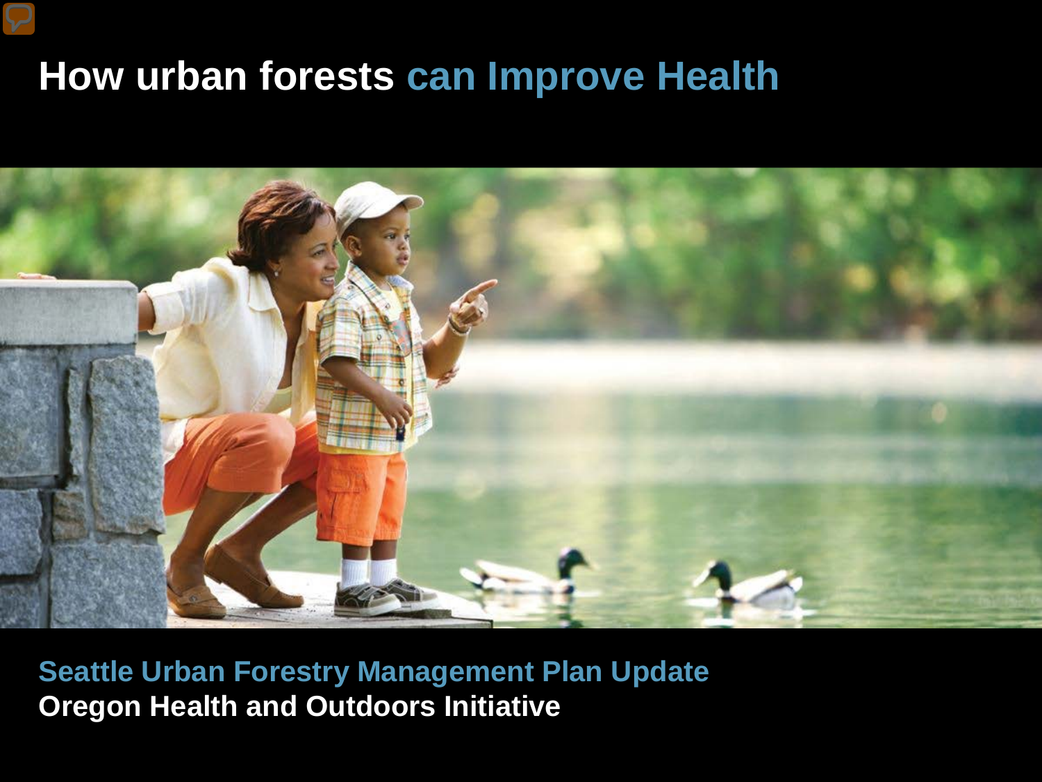# How urban forests can Improve Health

**Seattle Urban Forestry Management Plan Update**
**Oregon Health and Outdoors Initiative**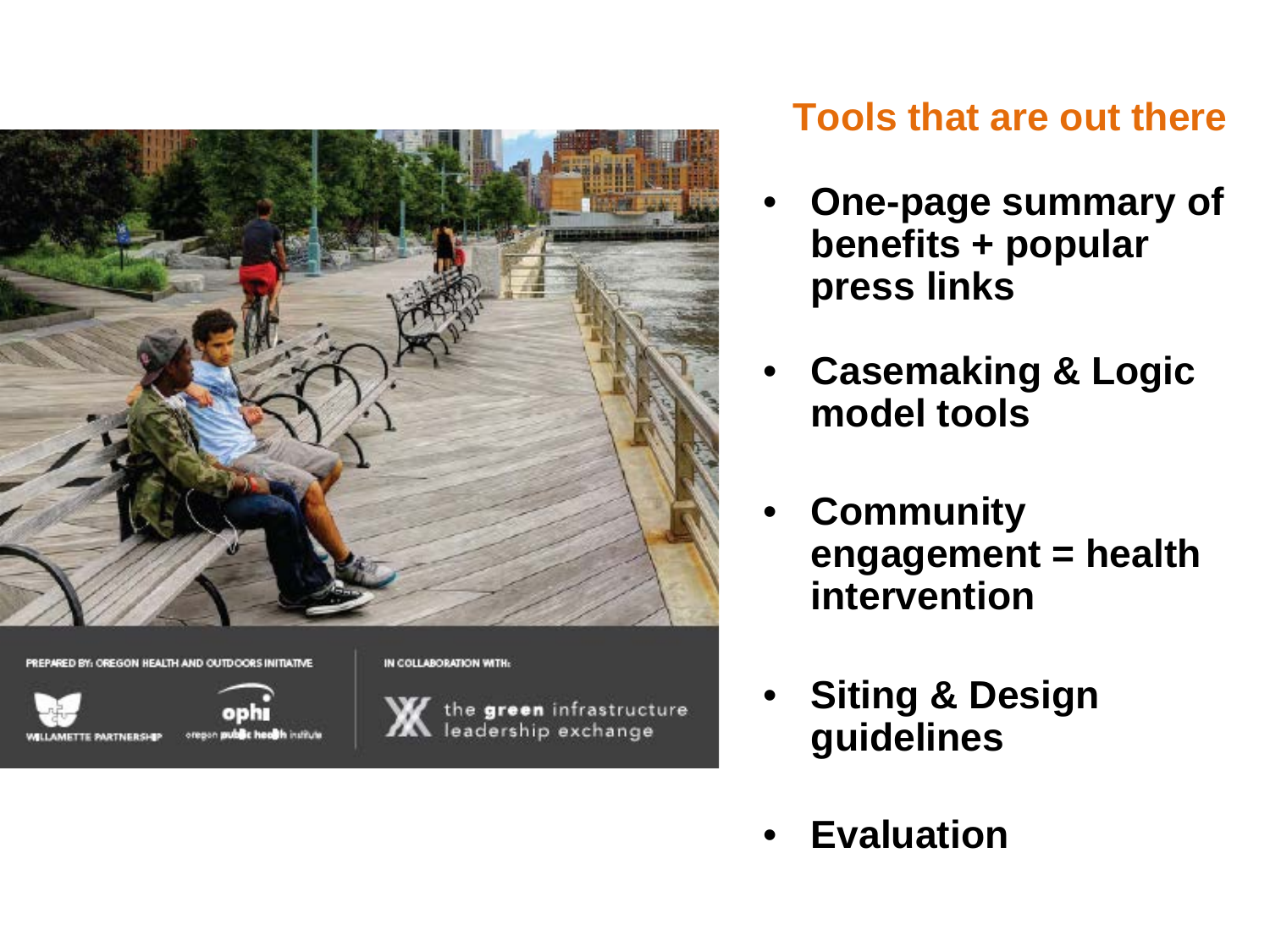PREPARED BY: OREGON HEALTH AND OUTDOORS INITIATIVE

WILLAMETTE PARTNERSHIP

ophi oregon public health institute

IN COLLABORATION WITH:

the green infrastructure leadership exchange

## Tools that are out there

- **One-page summary of benefits + popular press links**
- **Casemaking & Logic model tools**
- **Community engagement = health intervention**
- **Siting & Design guidelines**
- **Evaluation**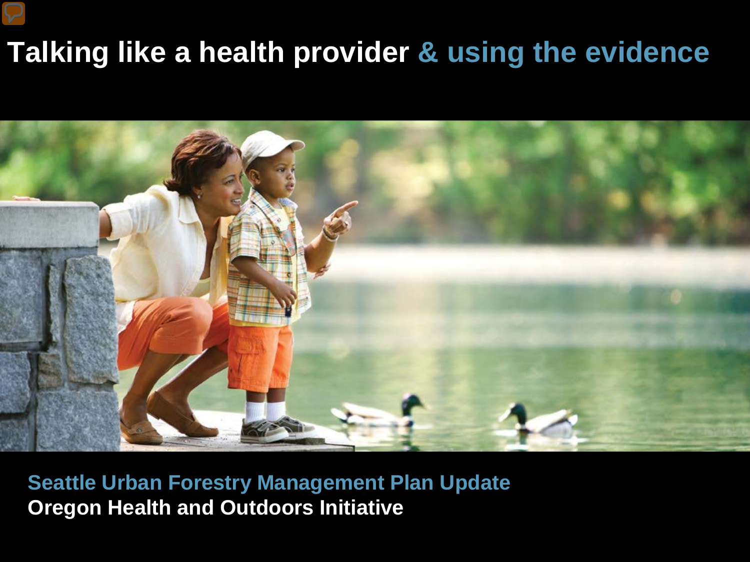# Talking like a health provider & using the evidence

**Seattle Urban Forestry Management Plan Update**

**Oregon Health and Outdoors Initiative**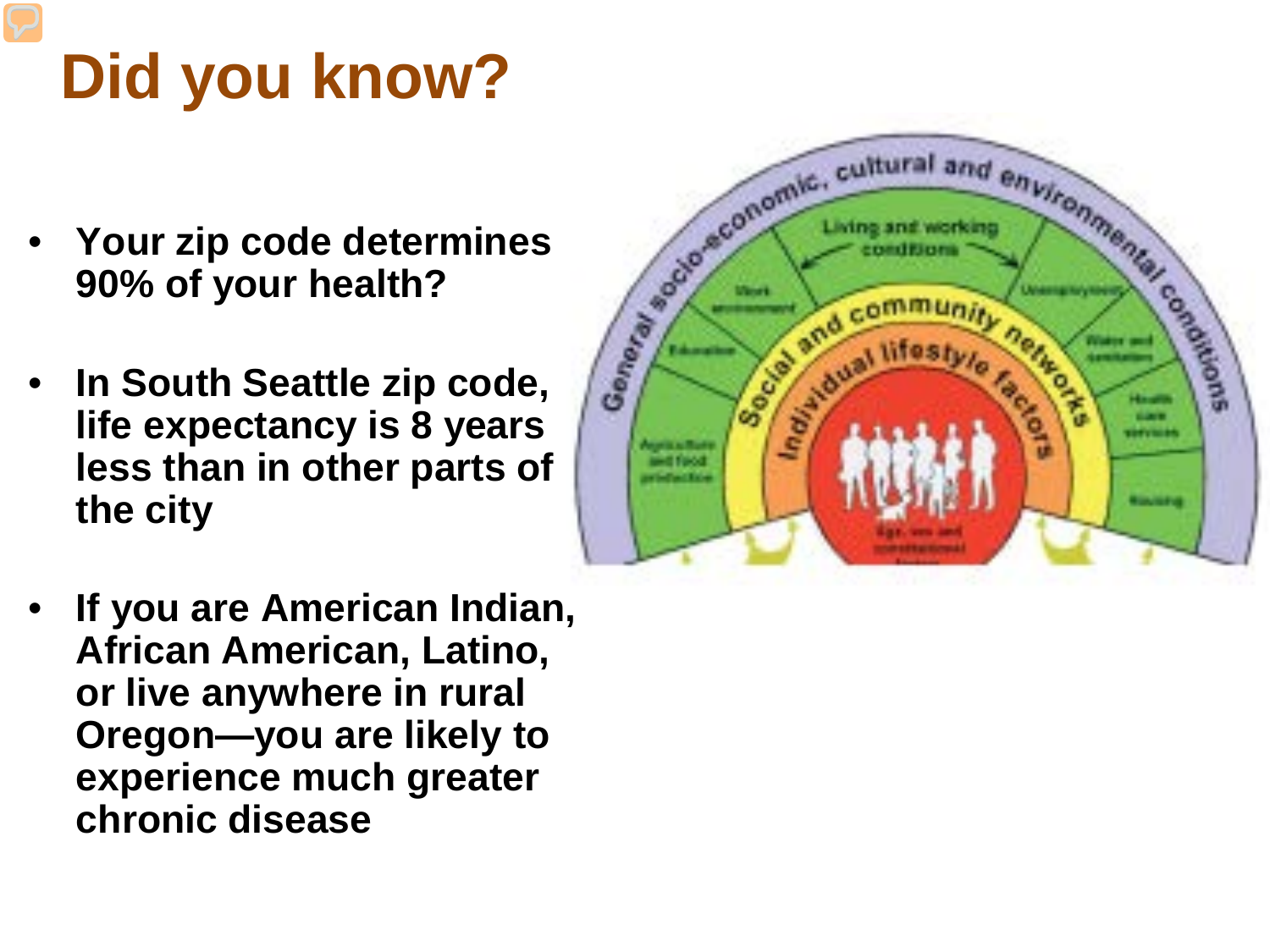# Did you know?

- **Your zip code determines 90% of your health?**
- **In South Seattle zip code, life expectancy is 8 years less than in other parts of the city**
- **If you are American Indian, African American, Latino, or live anywhere in rural Oregon—you are likely to experience much greater chronic disease**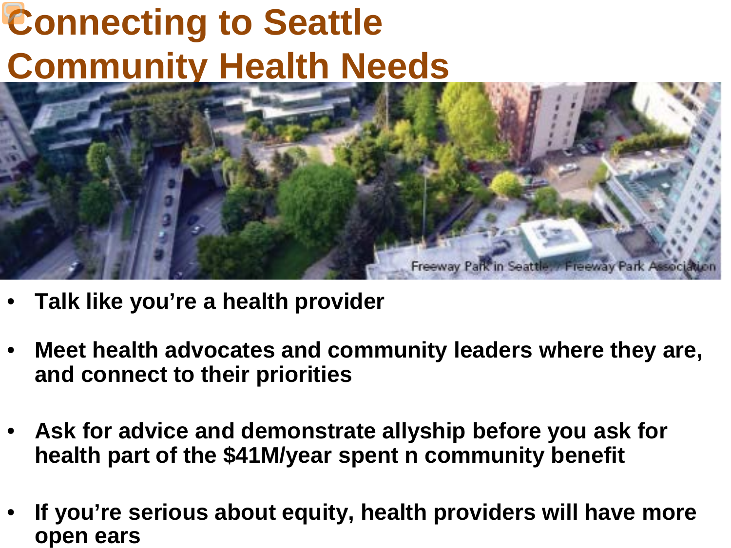# Connecting to Seattle Community Health Needs

Freeway Park in Seattle / Freeway Park Association

- **Talk like you're a health provider**
- **Meet health advocates and community leaders where they are, and connect to their priorities**
- **Ask for advice and demonstrate allyship before you ask for health part of the $41M/year spent n community benefit**
- **If you're serious about equity, health providers will have more open ears**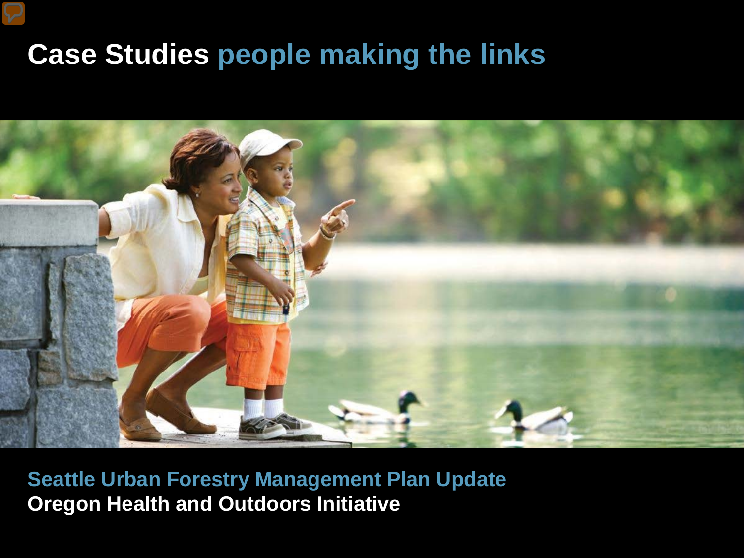# Case Studies people making the links

**Seattle Urban Forestry Management Plan Update**

**Oregon Health and Outdoors Initiative**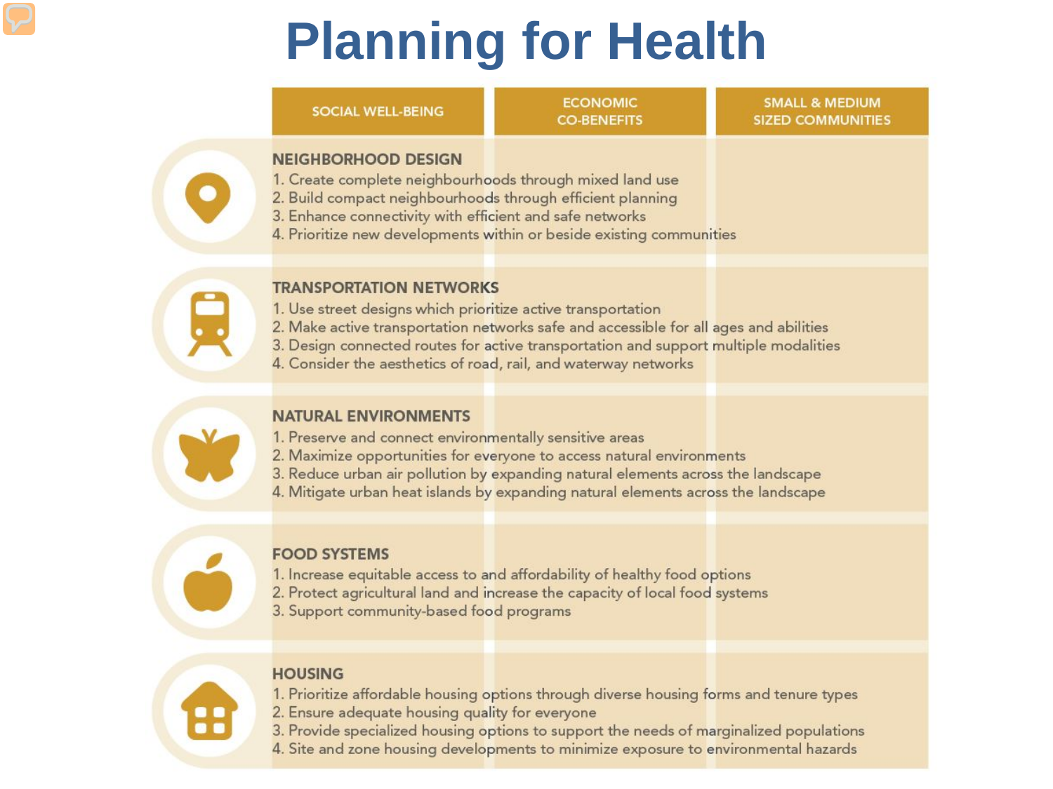# Planning for Health

| SOCIAL WELL-BEING | ECONOMIC CO-BENEFITS | SMALL & MEDIUM SIZED COMMUNITIES |
|---|---|---|

## NEIGHBORHOOD DESIGN

1. Create complete neighbourhoods through mixed land use
2. Build compact neighbourhoods through efficient planning
3. Enhance connectivity with efficient and safe networks
4. Prioritize new developments within or beside existing communities

## TRANSPORTATION NETWORKS

1. Use street designs which prioritize active transportation
2. Make active transportation networks safe and accessible for all ages and abilities
3. Design connected routes for active transportation and support multiple modalities
4. Consider the aesthetics of road, rail, and waterway networks

## NATURAL ENVIRONMENTS

1. Preserve and connect environmentally sensitive areas
2. Maximize opportunities for everyone to access natural environments
3. Reduce urban air pollution by expanding natural elements across the landscape
4. Mitigate urban heat islands by expanding natural elements across the landscape

## FOOD SYSTEMS

1. Increase equitable access to and affordability of healthy food options
2. Protect agricultural land and increase the capacity of local food systems
3. Support community-based food programs

## HOUSING

1. Prioritize affordable housing options through diverse housing forms and tenure types
2. Ensure adequate housing quality for everyone
3. Provide specialized housing options to support the needs of marginalized populations
4. Site and zone housing developments to minimize exposure to environmental hazards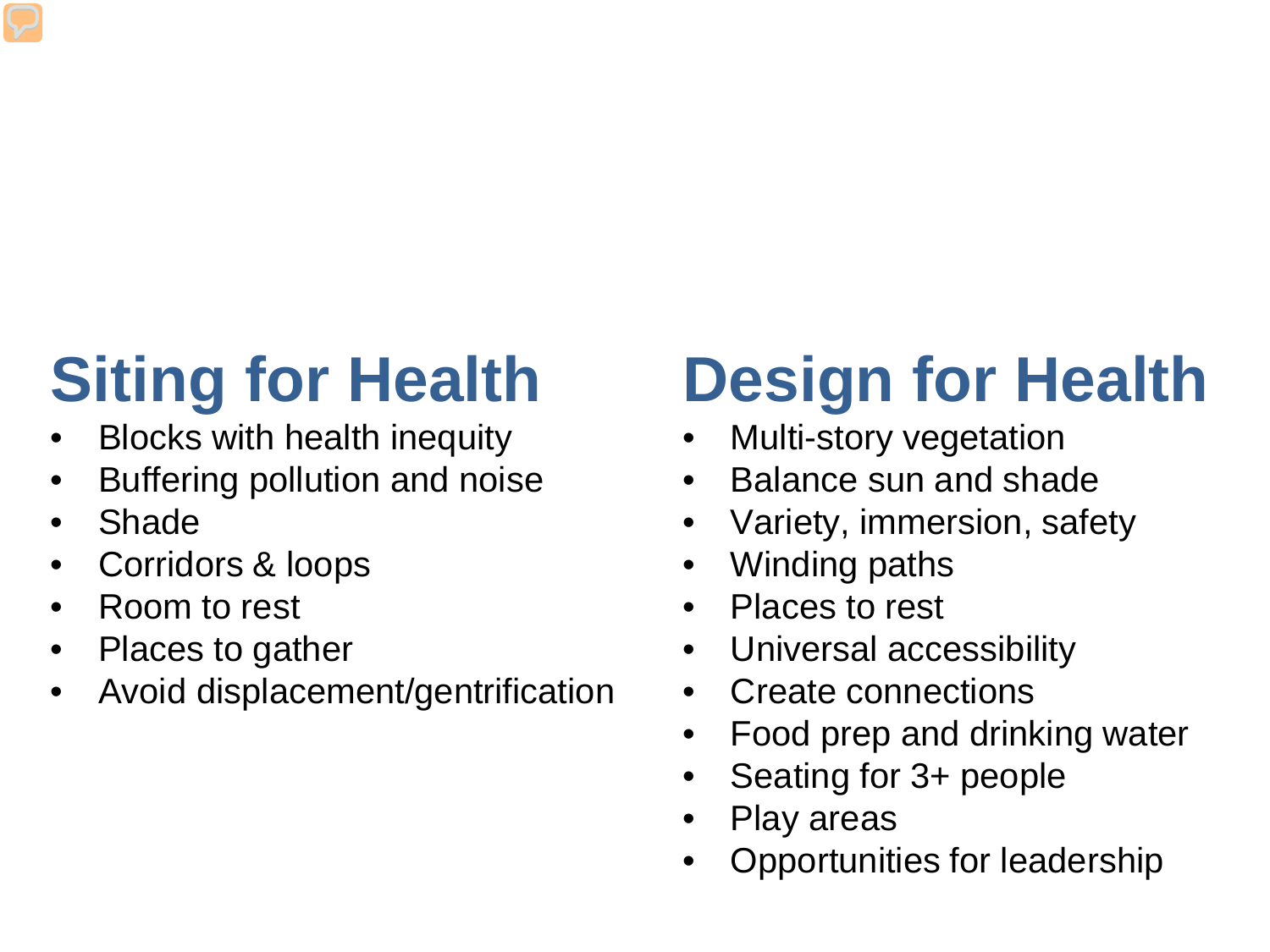## Siting for Health

- Blocks with health inequity
- Buffering pollution and noise
- Shade
- Corridors & loops
- Room to rest
- Places to gather
- Avoid displacement/gentrification

## Design for Health

- Multi-story vegetation
- Balance sun and shade
- Variety, immersion, safety
- Winding paths
- Places to rest
- Universal accessibility
- Create connections
- Food prep and drinking water
- Seating for 3+ people
- Play areas
- Opportunities for leadership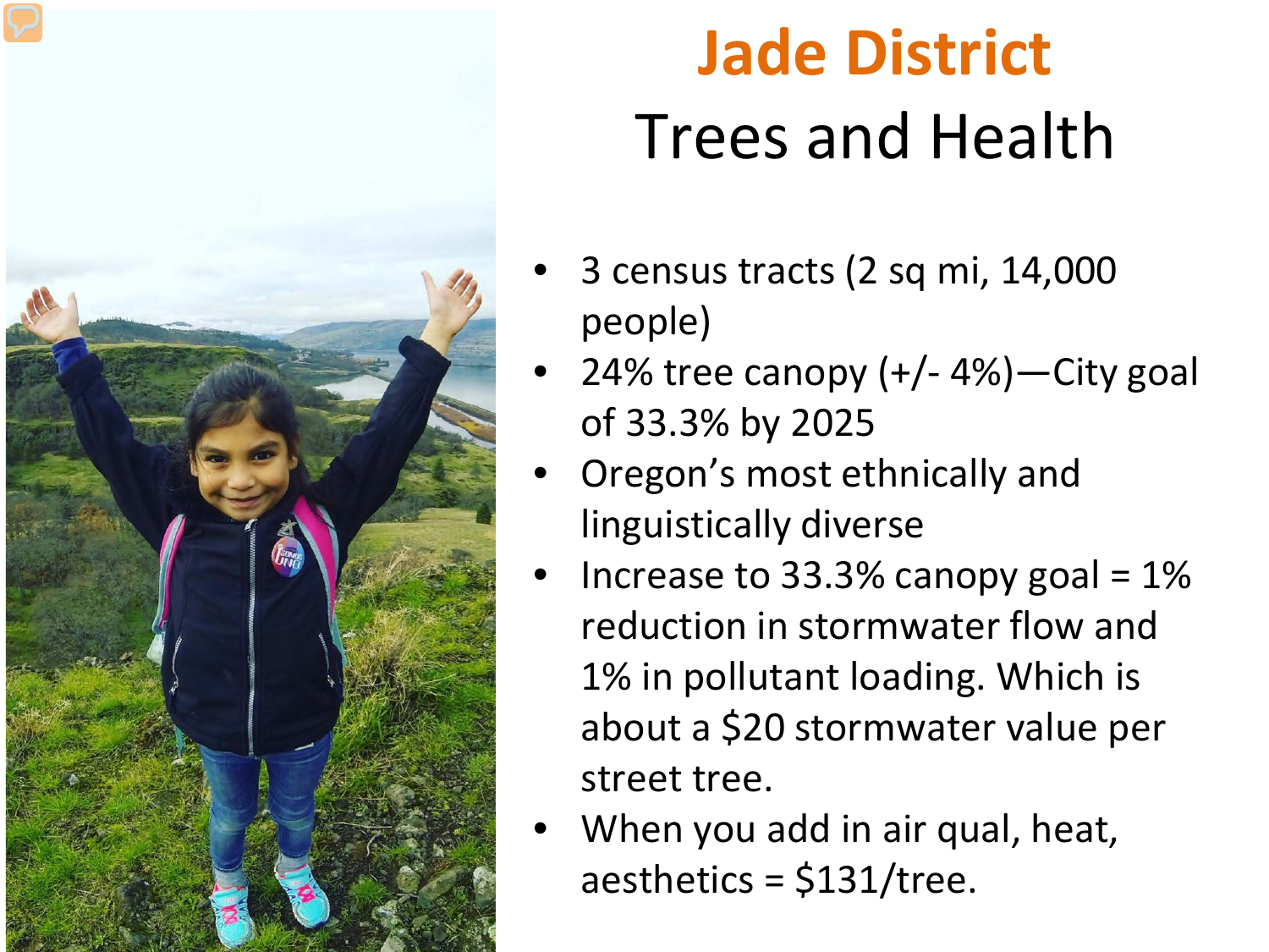# Jade District

## Trees and Health

- 3 census tracts (2 sq mi, 14,000 people)
- 24% tree canopy (+/- 4%)—City goal of 33.3% by 2025
- Oregon's most ethnically and linguistically diverse
- Increase to 33.3% canopy goal = 1% reduction in stormwater flow and 1% in pollutant loading. Which is about a $20 stormwater value per street tree.
- When you add in air qual, heat, aesthetics = $131/tree.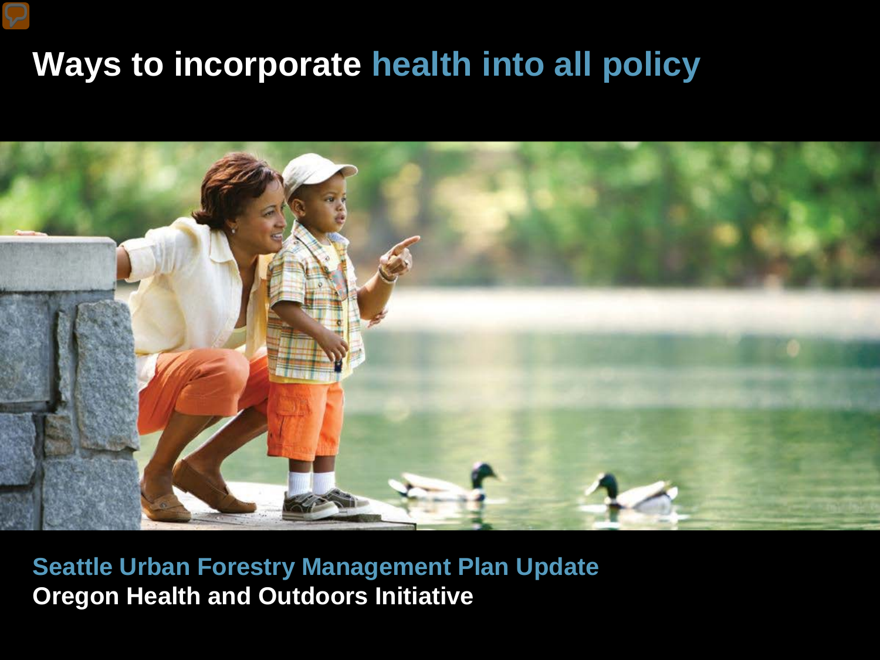# Ways to incorporate health into all policy

**Seattle Urban Forestry Management Plan Update**
**Oregon Health and Outdoors Initiative**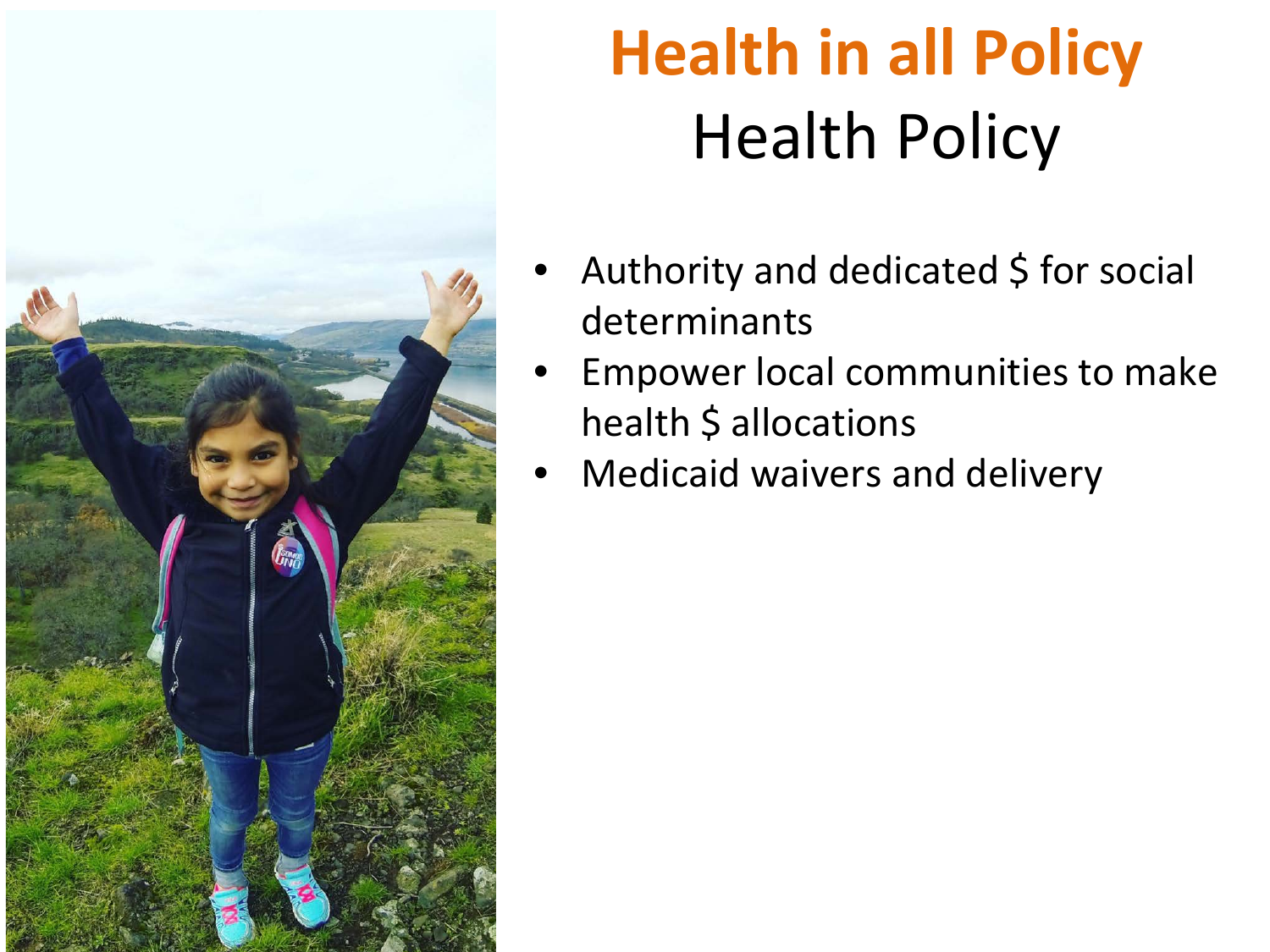# Health in all Policy

## Health Policy

- Authority and dedicated $ for social determinants
- Empower local communities to make health $ allocations
- Medicaid waivers and delivery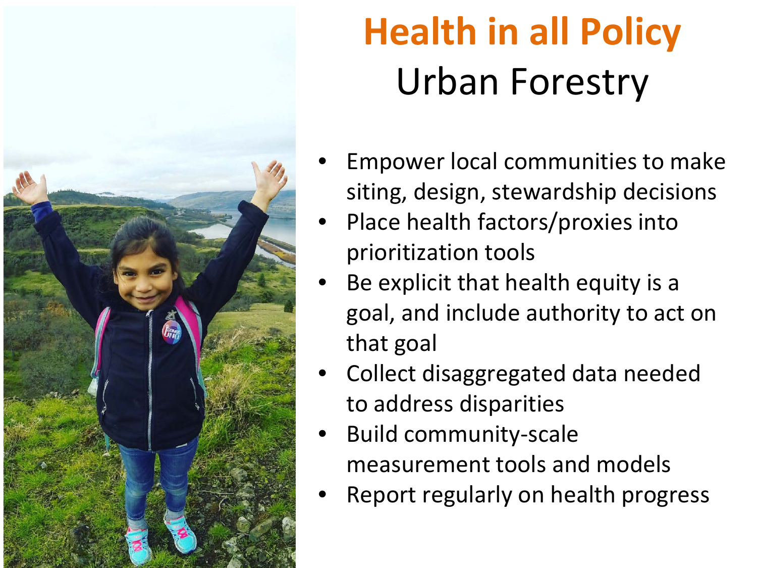# Health in all Policy

## Urban Forestry

- Empower local communities to make siting, design, stewardship decisions
- Place health factors/proxies into prioritization tools
- Be explicit that health equity is a goal, and include authority to act on that goal
- Collect disaggregated data needed to address disparities
- Build community-scale measurement tools and models
- Report regularly on health progress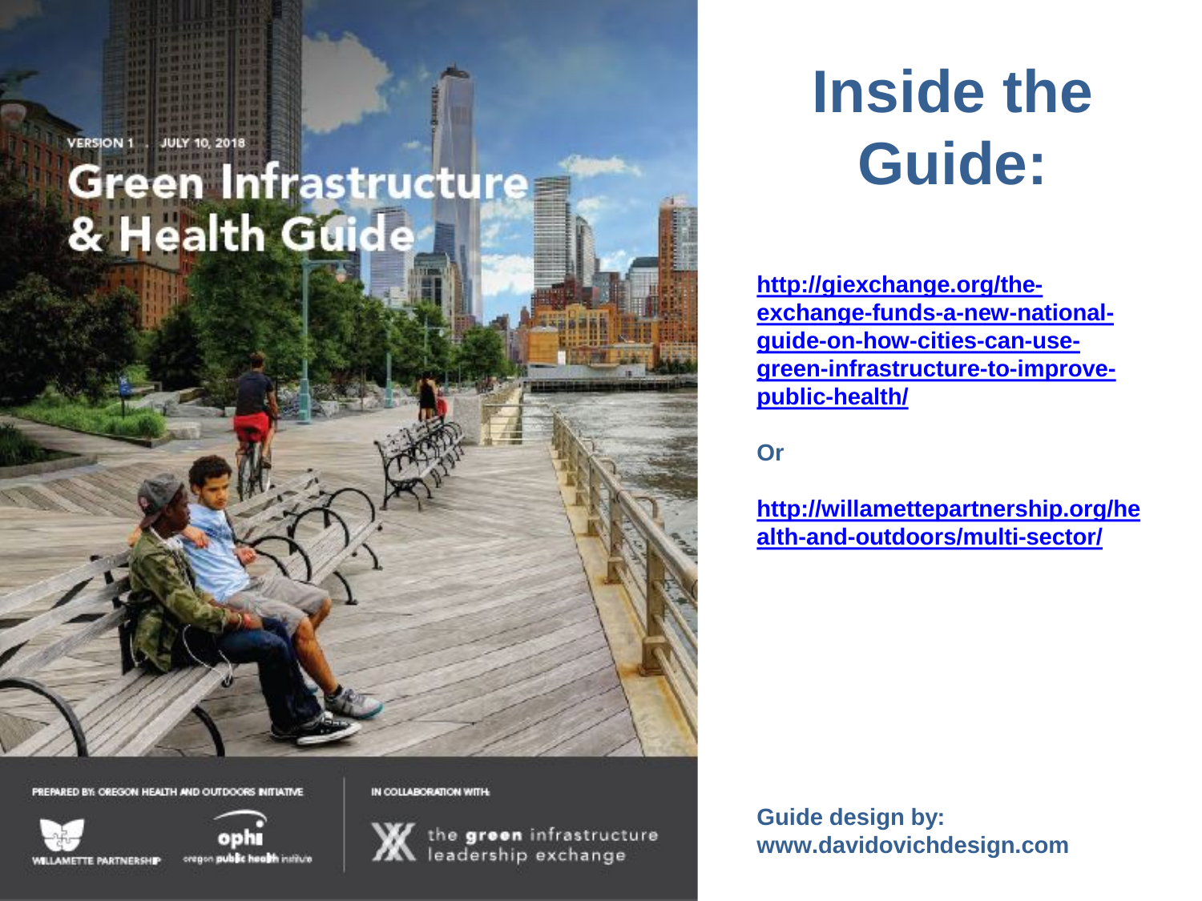VERSION 1 . JULY 10, 2018

Green Infrastructure & Health Guide

PREPARED BY: OREGON HEALTH AND OUTDOORS INITIATIVE

WILLAMETTE PARTNERSHIP

ophi oregon public health institute

IN COLLABORATION WITH:

the green infrastructure leadership exchange

# Inside the Guide:

**http://giexchange.org/the-exchange-funds-a-new-national-guide-on-how-cities-can-use-green-infrastructure-to-improve-public-health/**

**Or**

**http://willamettepartnership.org/health-and-outdoors/multi-sector/**

**Guide design by:**
**www.davidovichdesign.com**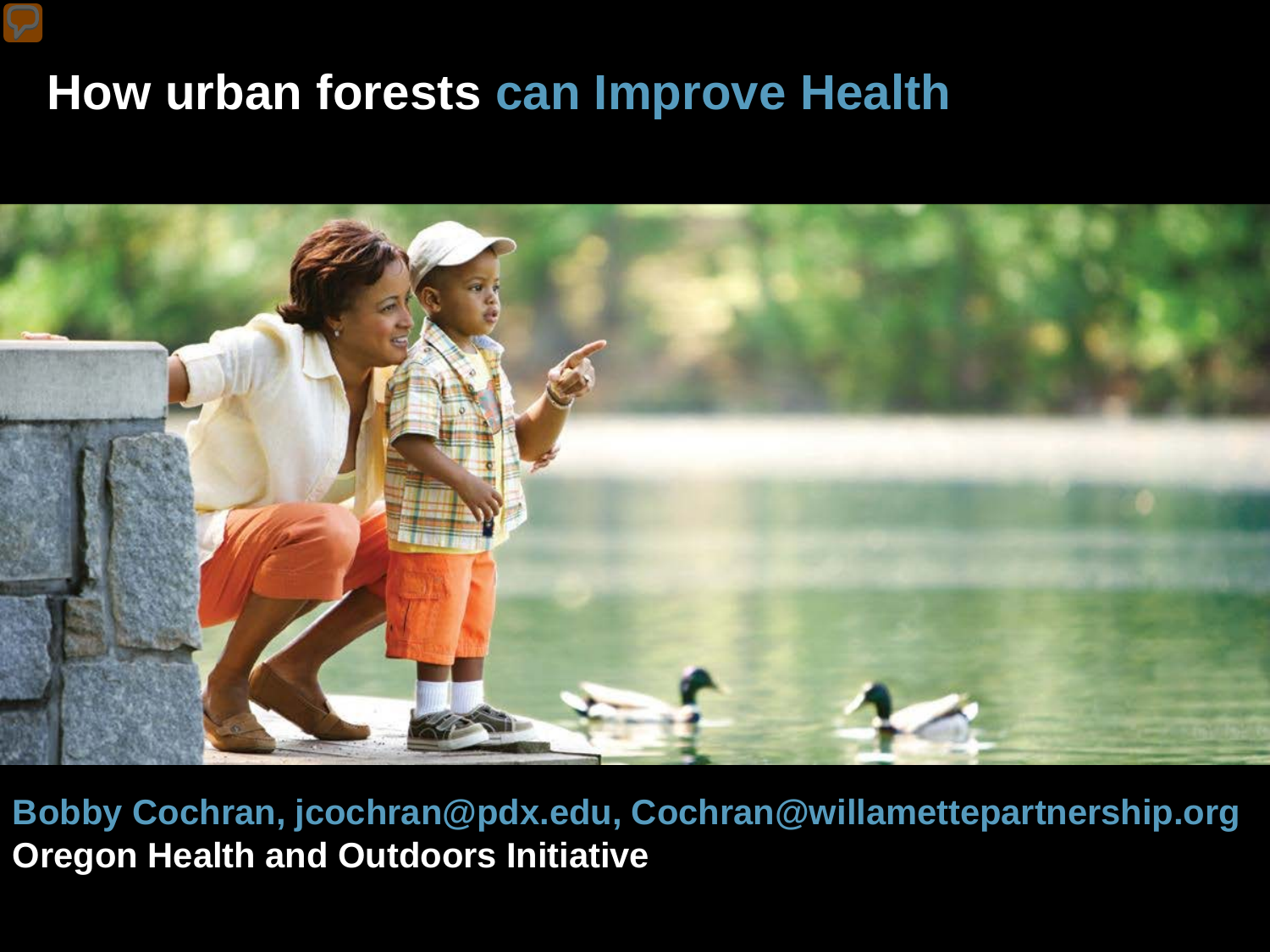# How urban forests can Improve Health

**Bobby Cochran, jcochran@pdx.edu, Cochran@willamettepartnership.org**
**Oregon Health and Outdoors Initiative**